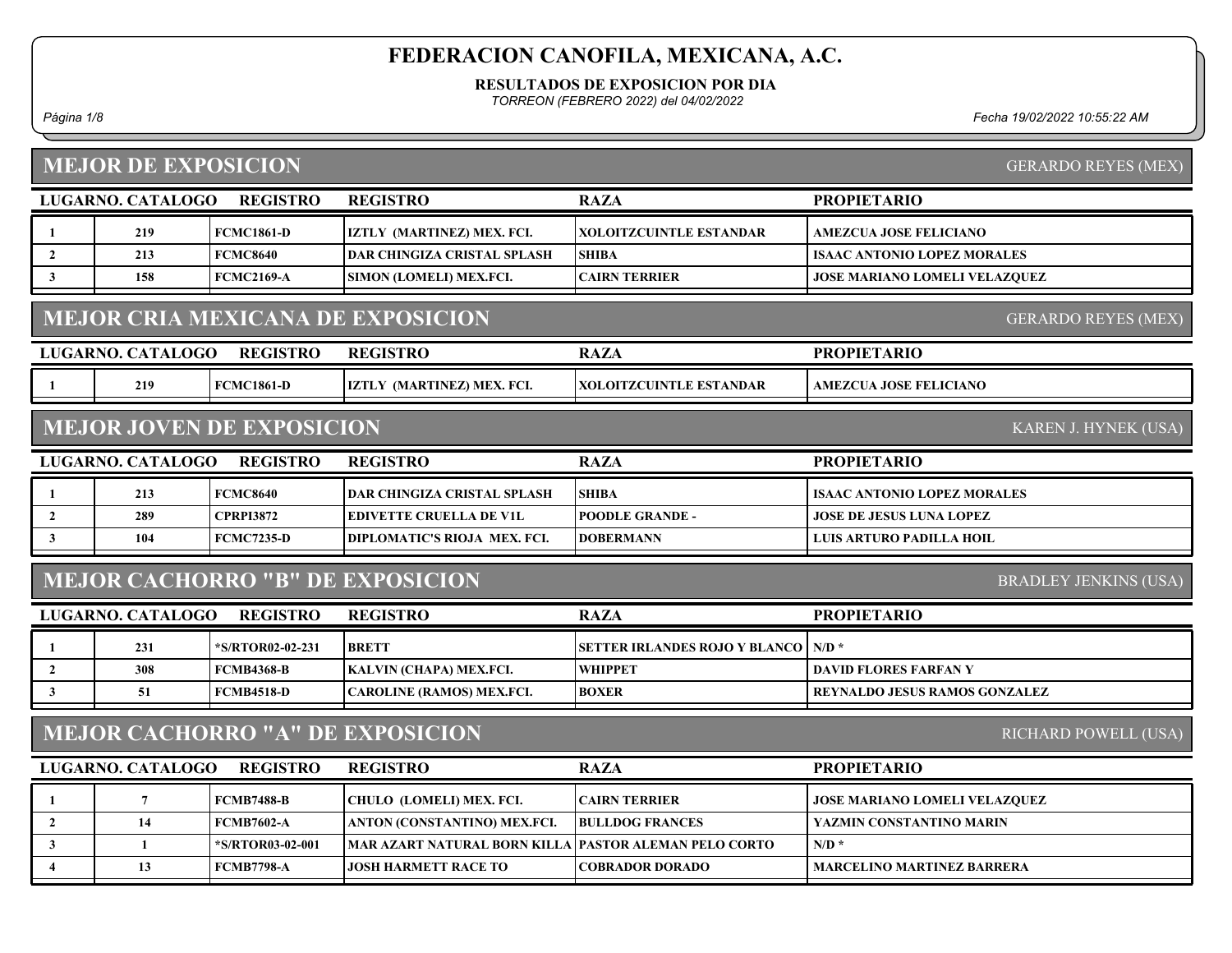# FEDERACION CANOFILA, MEXICANA, A.C.

**RESULTADOS DE EXPOSICION POR DIA**

*TORREON (FEBRERO 2022) del 04/02/2022*

*Fecha 19/02/2022 10:55:22 AM*

## MEJOR DE EXPOSICION

GERARDO REYES (MEX)

| LUGAR | NO. CATALOGO | REGISTRO | REGISTRO | RAZA | PROPIETARIO |
|---|---|---|---|---|---|
| 1 | 219 | FCMC1861-D | IZTLY (MARTINEZ) MEX. FCI. | XOLOITZCUINTLE ESTANDAR | AMEZCUA JOSE FELICIANO |
| 2 | 213 | FCMC8640 | DAR CHINGIZA CRISTAL SPLASH | SHIBA | ISAAC ANTONIO LOPEZ MORALES |
| 3 | 158 | FCMC2169-A | SIMON (LOMELI) MEX.FCI. | CAIRN TERRIER | JOSE MARIANO LOMELI VELAZQUEZ |

## MEJOR CRIA MEXICANA DE EXPOSICION

GERARDO REYES (MEX)

| LUGAR | NO. CATALOGO | REGISTRO | REGISTRO | RAZA | PROPIETARIO |
|---|---|---|---|---|---|
| 1 | 219 | FCMC1861-D | IZTLY (MARTINEZ) MEX. FCI. | XOLOITZCUINTLE ESTANDAR | AMEZCUA JOSE FELICIANO |

## MEJOR JOVEN DE EXPOSICION

KAREN J. HYNEK (USA)

| LUGAR | NO. CATALOGO | REGISTRO | REGISTRO | RAZA | PROPIETARIO |
|---|---|---|---|---|---|
| 1 | 213 | FCMC8640 | DAR CHINGIZA CRISTAL SPLASH | SHIBA | ISAAC ANTONIO LOPEZ MORALES |
| 2 | 289 | CPRPI3872 | EDIVETTE CRUELLA DE V1L | POODLE GRANDE - | JOSE DE JESUS LUNA LOPEZ |
| 3 | 104 | FCMC7235-D | DIPLOMATIC'S RIOJA MEX. FCI. | DOBERMANN | LUIS ARTURO PADILLA HOIL |

## MEJOR CACHORRO "B" DE EXPOSICION

BRADLEY JENKINS (USA)

| LUGAR | NO. CATALOGO | REGISTRO | REGISTRO | RAZA | PROPIETARIO |
|---|---|---|---|---|---|
| 1 | 231 | *S/RTOR02-02-231 | BRETT | SETTER IRLANDES ROJO Y BLANCO | N/D * |
| 2 | 308 | FCMB4368-B | KALVIN (CHAPA) MEX.FCI. | WHIPPET | DAVID FLORES FARFAN Y |
| 3 | 51 | FCMB4518-D | CAROLINE (RAMOS) MEX.FCI. | BOXER | REYNALDO JESUS RAMOS GONZALEZ |

## MEJOR CACHORRO "A" DE EXPOSICION

RICHARD POWELL (USA)

| LUGAR | NO. CATALOGO | REGISTRO | REGISTRO | RAZA | PROPIETARIO |
|---|---|---|---|---|---|
| 1 | 7 | FCMB7488-B | CHULO (LOMELI) MEX. FCI. | CAIRN TERRIER | JOSE MARIANO LOMELI VELAZQUEZ |
| 2 | 14 | FCMB7602-A | ANTON (CONSTANTINO) MEX.FCI. | BULLDOG FRANCES | YAZMIN CONSTANTINO MARIN |
| 3 | 1 | *S/RTOR03-02-001 | MAR AZART NATURAL BORN KILLA | PASTOR ALEMAN PELO CORTO | N/D * |
| 4 | 13 | FCMB7798-A | JOSH HARMETT RACE TO | COBRADOR DORADO | MARCELINO MARTINEZ BARRERA |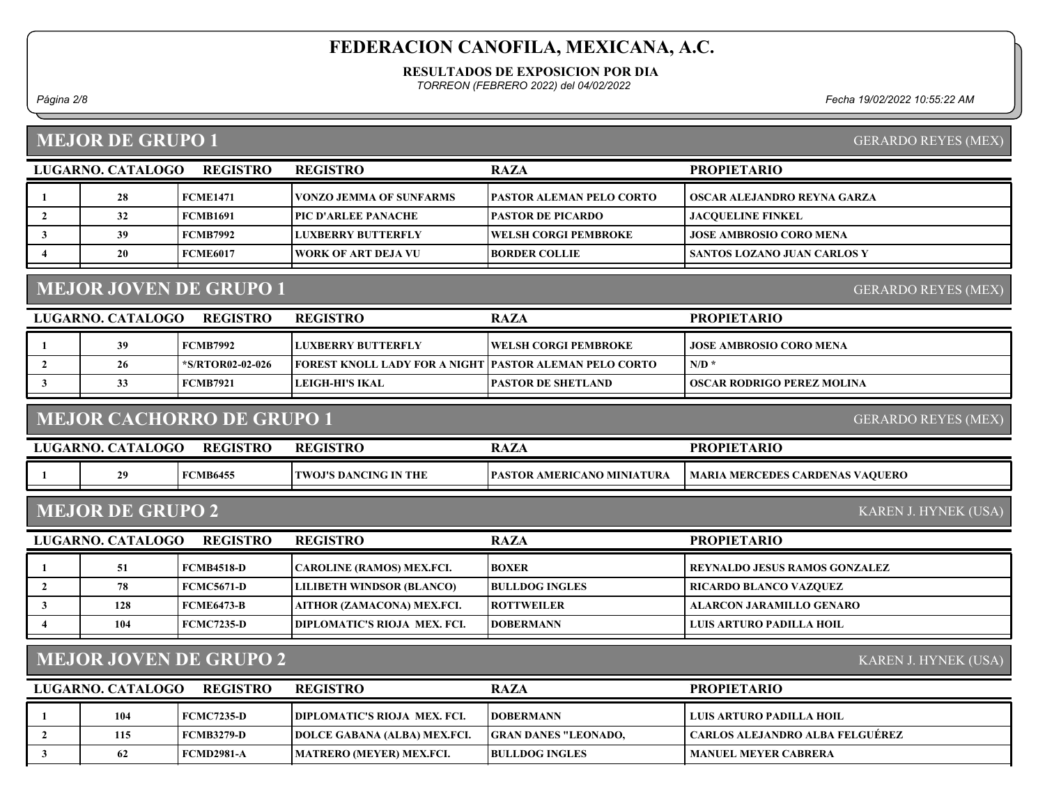# FEDERACION CANOFILA, MEXICANA, A.C.

**RESULTADOS DE EXPOSICION POR DIA**

*TORREON (FEBRERO 2022) del 04/02/2022*

## MEJOR DE GRUPO 1

GERARDO REYES (MEX)

| LUGAR | NO. CATALOGO | REGISTRO | REGISTRO | RAZA | PROPIETARIO |
|---|---|---|---|---|---|
| 1 | 28 | FCME1471 | VONZO JEMMA OF SUNFARMS | PASTOR ALEMAN PELO CORTO | OSCAR ALEJANDRO REYNA GARZA |
| 2 | 32 | FCMB1691 | PIC D'ARLEE PANACHE | PASTOR DE PICARDO | JACQUELINE FINKEL |
| 3 | 39 | FCMB7992 | LUXBERRY BUTTERFLY | WELSH CORGI PEMBROKE | JOSE AMBROSIO CORO MENA |
| 4 | 20 | FCME6017 | WORK OF ART DEJA VU | BORDER COLLIE | SANTOS LOZANO JUAN CARLOS Y |

## MEJOR JOVEN DE GRUPO 1

GERARDO REYES (MEX)

| LUGAR | NO. CATALOGO | REGISTRO | REGISTRO | RAZA | PROPIETARIO |
|---|---|---|---|---|---|
| 1 | 39 | FCMB7992 | LUXBERRY BUTTERFLY | WELSH CORGI PEMBROKE | JOSE AMBROSIO CORO MENA |
| 2 | 26 | *S/RTOR02-02-026 | FOREST KNOLL LADY FOR A NIGHT | PASTOR ALEMAN PELO CORTO | N/D * |
| 3 | 33 | FCMB7921 | LEIGH-HI'S IKAL | PASTOR DE SHETLAND | OSCAR RODRIGO PEREZ MOLINA |

## MEJOR CACHORRO DE GRUPO 1

GERARDO REYES (MEX)

| LUGAR | NO. CATALOGO | REGISTRO | REGISTRO | RAZA | PROPIETARIO |
|---|---|---|---|---|---|
| 1 | 29 | FCMB6455 | TWOJ'S DANCING IN THE | PASTOR AMERICANO MINIATURA | MARIA MERCEDES CARDENAS VAQUERO |

## MEJOR DE GRUPO 2

KAREN J. HYNEK (USA)

| LUGAR | NO. CATALOGO | REGISTRO | REGISTRO | RAZA | PROPIETARIO |
|---|---|---|---|---|---|
| 1 | 51 | FCMB4518-D | CAROLINE (RAMOS) MEX.FCI. | BOXER | REYNALDO JESUS RAMOS GONZALEZ |
| 2 | 78 | FCMC5671-D | LILIBETH WINDSOR (BLANCO) | BULLDOG INGLES | RICARDO BLANCO VAZQUEZ |
| 3 | 128 | FCME6473-B | AITHOR (ZAMACONA) MEX.FCI. | ROTTWEILER | ALARCON JARAMILLO GENARO |
| 4 | 104 | FCMC7235-D | DIPLOMATIC'S RIOJA MEX. FCI. | DOBERMANN | LUIS ARTURO PADILLA HOIL |

## MEJOR JOVEN DE GRUPO 2

KAREN J. HYNEK (USA)

| LUGAR | NO. CATALOGO | REGISTRO | REGISTRO | RAZA | PROPIETARIO |
|---|---|---|---|---|---|
| 1 | 104 | FCMC7235-D | DIPLOMATIC'S RIOJA MEX. FCI. | DOBERMANN | LUIS ARTURO PADILLA HOIL |
| 2 | 115 | FCMB3279-D | DOLCE GABANA (ALBA) MEX.FCI. | GRAN DANES "LEONADO, | CARLOS ALEJANDRO ALBA FELGUÉREZ |
| 3 | 62 | FCMD2981-A | MATRERO (MEYER) MEX.FCI. | BULLDOG INGLES | MANUEL MEYER CABRERA |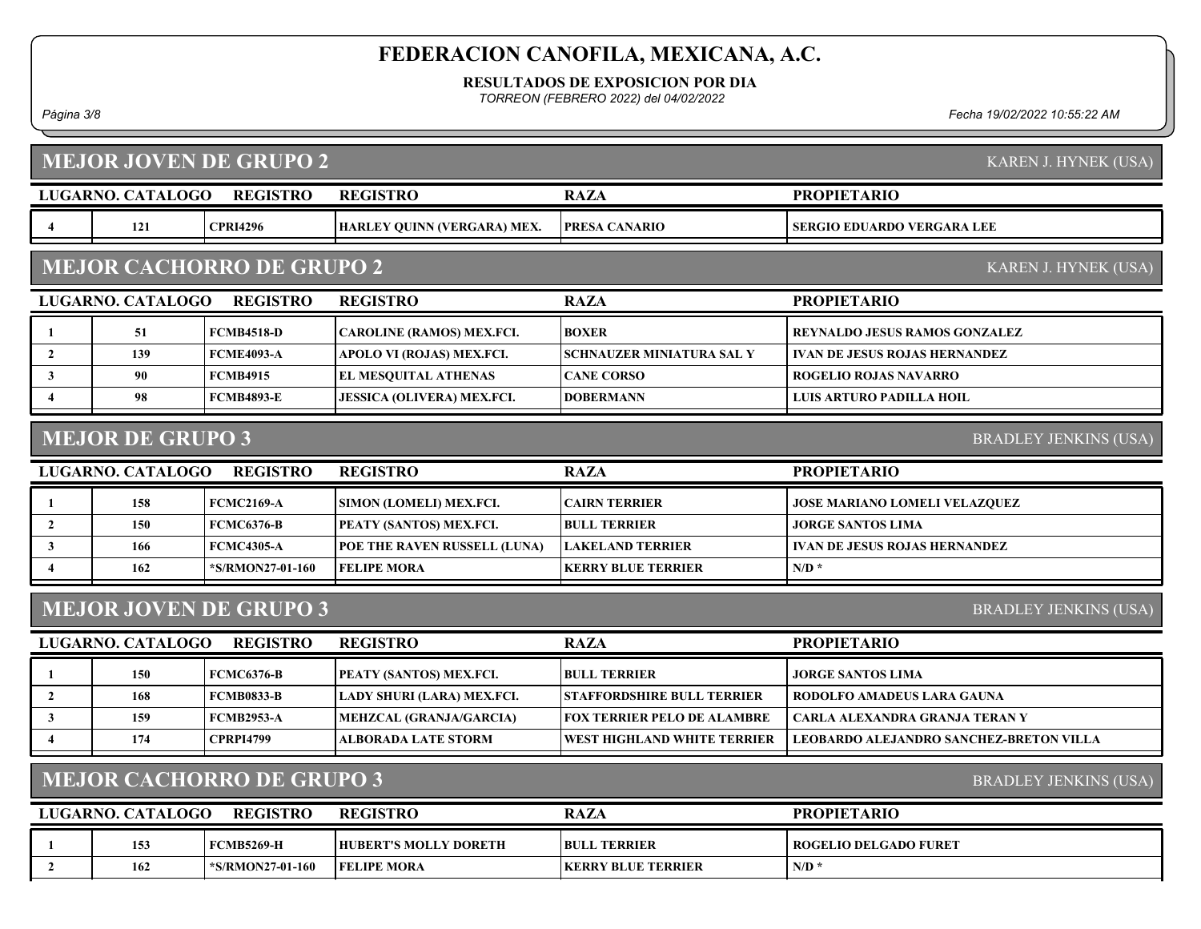# FEDERACION CANOFILA, MEXICANA, A.C.

**RESULTADOS DE EXPOSICION POR DIA**

*TORREON (FEBRERO 2022) del 04/02/2022*

## MEJOR JOVEN DE GRUPO 2

KAREN J. HYNEK (USA)

| LUGAR | NO. CATALOGO | REGISTRO | REGISTRO | RAZA | PROPIETARIO |
|---|---|---|---|---|---|
| 4 | 121 | CPRI4296 | HARLEY QUINN (VERGARA) MEX. | PRESA CANARIO | SERGIO EDUARDO VERGARA LEE |

## MEJOR CACHORRO DE GRUPO 2

KAREN J. HYNEK (USA)

| LUGAR | NO. CATALOGO | REGISTRO | REGISTRO | RAZA | PROPIETARIO |
|---|---|---|---|---|---|
| 1 | 51 | FCMB4518-D | CAROLINE (RAMOS) MEX.FCI. | BOXER | REYNALDO JESUS RAMOS GONZALEZ |
| 2 | 139 | FCME4093-A | APOLO VI (ROJAS) MEX.FCI. | SCHNAUZER MINIATURA SAL Y | IVAN DE JESUS ROJAS HERNANDEZ |
| 3 | 90 | FCMB4915 | EL MESQUITAL ATHENAS | CANE CORSO | ROGELIO ROJAS NAVARRO |
| 4 | 98 | FCMB4893-E | JESSICA (OLIVERA) MEX.FCI. | DOBERMANN | LUIS ARTURO PADILLA HOIL |

## MEJOR DE GRUPO 3

BRADLEY JENKINS (USA)

| LUGAR | NO. CATALOGO | REGISTRO | REGISTRO | RAZA | PROPIETARIO |
|---|---|---|---|---|---|
| 1 | 158 | FCMC2169-A | SIMON (LOMELI) MEX.FCI. | CAIRN TERRIER | JOSE MARIANO LOMELI VELAZQUEZ |
| 2 | 150 | FCMC6376-B | PEATY (SANTOS) MEX.FCI. | BULL TERRIER | JORGE SANTOS LIMA |
| 3 | 166 | FCMC4305-A | POE THE RAVEN RUSSELL (LUNA) | LAKELAND TERRIER | IVAN DE JESUS ROJAS HERNANDEZ |
| 4 | 162 | *S/RMON27-01-160 | FELIPE MORA | KERRY BLUE TERRIER | N/D * |

## MEJOR JOVEN DE GRUPO 3

BRADLEY JENKINS (USA)

| LUGAR | NO. CATALOGO | REGISTRO | REGISTRO | RAZA | PROPIETARIO |
|---|---|---|---|---|---|
| 1 | 150 | FCMC6376-B | PEATY (SANTOS) MEX.FCI. | BULL TERRIER | JORGE SANTOS LIMA |
| 2 | 168 | FCMB0833-B | LADY SHURI (LARA) MEX.FCI. | STAFFORDSHIRE BULL TERRIER | RODOLFO AMADEUS LARA GAUNA |
| 3 | 159 | FCMB2953-A | MEHZCAL (GRANJA/GARCIA) | FOX TERRIER PELO DE ALAMBRE | CARLA ALEXANDRA GRANJA TERAN Y |
| 4 | 174 | CPRPI4799 | ALBORADA LATE STORM | WEST HIGHLAND WHITE TERRIER | LEOBARDO ALEJANDRO SANCHEZ-BRETON VILLA |

## MEJOR CACHORRO DE GRUPO 3

BRADLEY JENKINS (USA)

| LUGAR | NO. CATALOGO | REGISTRO | REGISTRO | RAZA | PROPIETARIO |
|---|---|---|---|---|---|
| 1 | 153 | FCMB5269-H | HUBERT'S MOLLY DORETH | BULL TERRIER | ROGELIO DELGADO FURET |
| 2 | 162 | *S/RMON27-01-160 | FELIPE MORA | KERRY BLUE TERRIER | N/D * |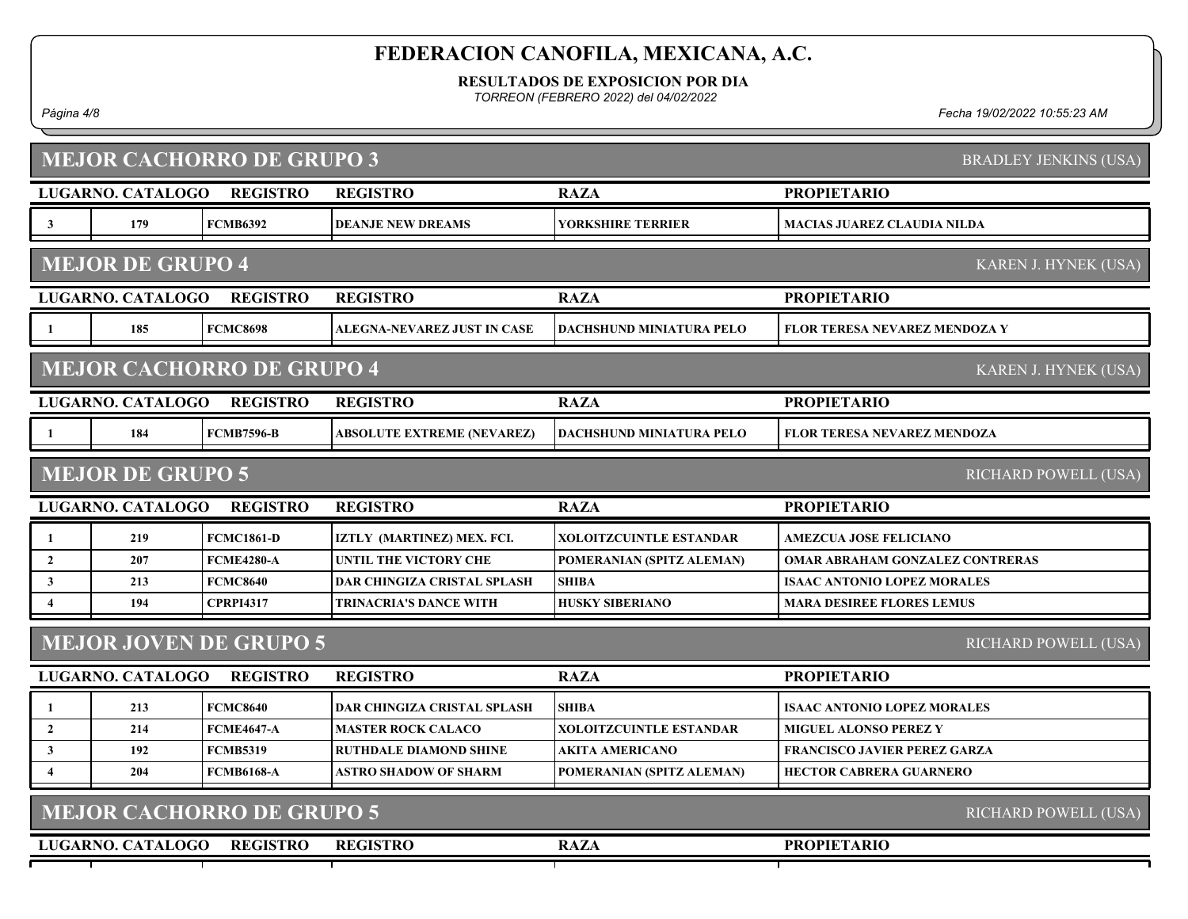# FEDERACION CANOFILA, MEXICANA, A.C.

**RESULTADOS DE EXPOSICION POR DIA**

*TORREON (FEBRERO 2022) del 04/02/2022*

*Fecha 19/02/2022 10:55:23 AM*

## MEJOR CACHORRO DE GRUPO 3

BRADLEY JENKINS (USA)

| LUGAR | NO. CATALOGO | REGISTRO | REGISTRO | RAZA | PROPIETARIO |
|---|---|---|---|---|---|
| 3 | 179 | FCMB6392 | DEANJE NEW DREAMS | YORKSHIRE TERRIER | MACIAS JUAREZ CLAUDIA NILDA |

## MEJOR DE GRUPO 4

KAREN J. HYNEK (USA)

| LUGAR | NO. CATALOGO | REGISTRO | REGISTRO | RAZA | PROPIETARIO |
|---|---|---|---|---|---|
| 1 | 185 | FCMC8698 | ALEGNA-NEVAREZ JUST IN CASE | DACHSHUND MINIATURA PELO | FLOR TERESA NEVAREZ MENDOZA Y |

## MEJOR CACHORRO DE GRUPO 4

KAREN J. HYNEK (USA)

| LUGAR | NO. CATALOGO | REGISTRO | REGISTRO | RAZA | PROPIETARIO |
|---|---|---|---|---|---|
| 1 | 184 | FCMB7596-B | ABSOLUTE EXTREME (NEVAREZ) | DACHSHUND MINIATURA PELO | FLOR TERESA NEVAREZ MENDOZA |

## MEJOR DE GRUPO 5

RICHARD POWELL (USA)

| LUGAR | NO. CATALOGO | REGISTRO | REGISTRO | RAZA | PROPIETARIO |
|---|---|---|---|---|---|
| 1 | 219 | FCMC1861-D | IZTLY (MARTINEZ) MEX. FCI. | XOLOITZCUINTLE ESTANDAR | AMEZCUA JOSE FELICIANO |
| 2 | 207 | FCME4280-A | UNTIL THE VICTORY CHE | POMERANIAN (SPITZ ALEMAN) | OMAR ABRAHAM GONZALEZ CONTRERAS |
| 3 | 213 | FCMC8640 | DAR CHINGIZA CRISTAL SPLASH | SHIBA | ISAAC ANTONIO LOPEZ MORALES |
| 4 | 194 | CPRPI4317 | TRINACRIA'S DANCE WITH | HUSKY SIBERIANO | MARA DESIREE FLORES LEMUS |

## MEJOR JOVEN DE GRUPO 5

RICHARD POWELL (USA)

| LUGAR | NO. CATALOGO | REGISTRO | REGISTRO | RAZA | PROPIETARIO |
|---|---|---|---|---|---|
| 1 | 213 | FCMC8640 | DAR CHINGIZA CRISTAL SPLASH | SHIBA | ISAAC ANTONIO LOPEZ MORALES |
| 2 | 214 | FCME4647-A | MASTER ROCK CALACO | XOLOITZCUINTLE ESTANDAR | MIGUEL ALONSO PEREZ Y |
| 3 | 192 | FCMB5319 | RUTHDALE DIAMOND SHINE | AKITA AMERICANO | FRANCISCO JAVIER PEREZ GARZA |
| 4 | 204 | FCMB6168-A | ASTRO SHADOW OF SHARM | POMERANIAN (SPITZ ALEMAN) | HECTOR CABRERA GUARNERO |

## MEJOR CACHORRO DE GRUPO 5

RICHARD POWELL (USA)

| LUGAR | NO. CATALOGO | REGISTRO | REGISTRO | RAZA | PROPIETARIO |
|---|---|---|---|---|---|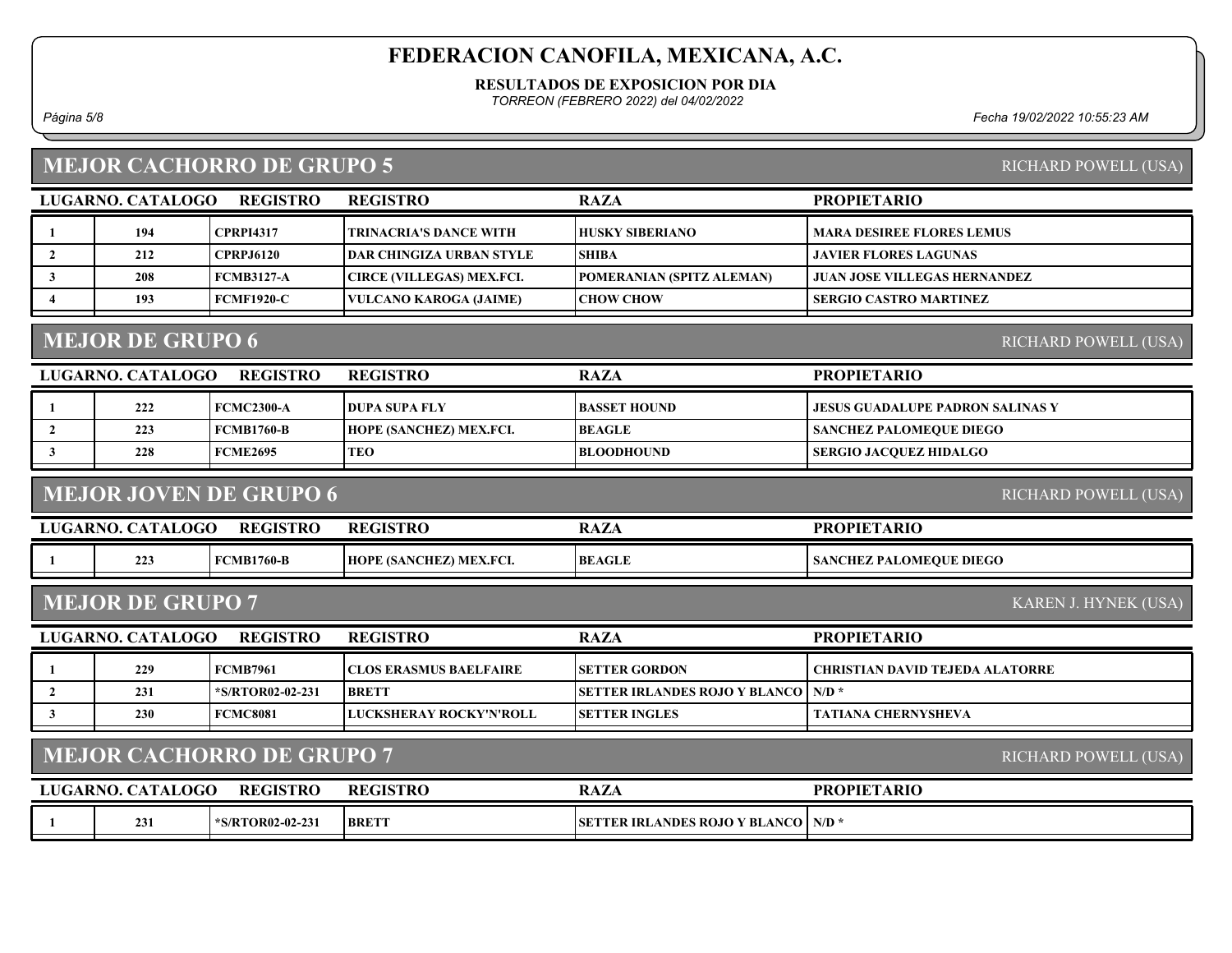# FEDERACION CANOFILA, MEXICANA, A.C.

**RESULTADOS DE EXPOSICION POR DIA**

*TORREON (FEBRERO 2022) del 04/02/2022*

*Fecha 19/02/2022 10:55:23 AM*

## MEJOR CACHORRO DE GRUPO 5

RICHARD POWELL (USA)

| LUGAR | NO. CATALOGO | REGISTRO | REGISTRO | RAZA | PROPIETARIO |
|---|---|---|---|---|---|
| 1 | 194 | CPRPI4317 | TRINACRIA'S DANCE WITH | HUSKY SIBERIANO | MARA DESIREE FLORES LEMUS |
| 2 | 212 | CPRPJ6120 | DAR CHINGIZA URBAN STYLE | SHIBA | JAVIER FLORES LAGUNAS |
| 3 | 208 | FCMB3127-A | CIRCE (VILLEGAS) MEX.FCI. | POMERANIAN (SPITZ ALEMAN) | JUAN JOSE VILLEGAS HERNANDEZ |
| 4 | 193 | FCMF1920-C | VULCANO KAROGA (JAIME) | CHOW CHOW | SERGIO CASTRO MARTINEZ |

## MEJOR DE GRUPO 6

RICHARD POWELL (USA)

| LUGAR | NO. CATALOGO | REGISTRO | REGISTRO | RAZA | PROPIETARIO |
|---|---|---|---|---|---|
| 1 | 222 | FCMC2300-A | DUPA SUPA FLY | BASSET HOUND | JESUS GUADALUPE PADRON SALINAS Y |
| 2 | 223 | FCMB1760-B | HOPE (SANCHEZ) MEX.FCI. | BEAGLE | SANCHEZ PALOMEQUE DIEGO |
| 3 | 228 | FCME2695 | TEO | BLOODHOUND | SERGIO JACQUEZ HIDALGO |

## MEJOR JOVEN DE GRUPO 6

RICHARD POWELL (USA)

| LUGAR | NO. CATALOGO | REGISTRO | REGISTRO | RAZA | PROPIETARIO |
|---|---|---|---|---|---|
| 1 | 223 | FCMB1760-B | HOPE (SANCHEZ) MEX.FCI. | BEAGLE | SANCHEZ PALOMEQUE DIEGO |

## MEJOR DE GRUPO 7

KAREN J. HYNEK (USA)

| LUGAR | NO. CATALOGO | REGISTRO | REGISTRO | RAZA | PROPIETARIO |
|---|---|---|---|---|---|
| 1 | 229 | FCMB7961 | CLOS ERASMUS BAELFAIRE | SETTER GORDON | CHRISTIAN DAVID TEJEDA ALATORRE |
| 2 | 231 | *S/RTOR02-02-231 | BRETT | SETTER IRLANDES ROJO Y BLANCO | N/D * |
| 3 | 230 | FCMC8081 | LUCKSHERAY ROCKY'N'ROLL | SETTER INGLES | TATIANA CHERNYSHEVA |

## MEJOR CACHORRO DE GRUPO 7

RICHARD POWELL (USA)

| LUGAR | NO. CATALOGO | REGISTRO | REGISTRO | RAZA | PROPIETARIO |
|---|---|---|---|---|---|
| 1 | 231 | *S/RTOR02-02-231 | BRETT | SETTER IRLANDES ROJO Y BLANCO | N/D * |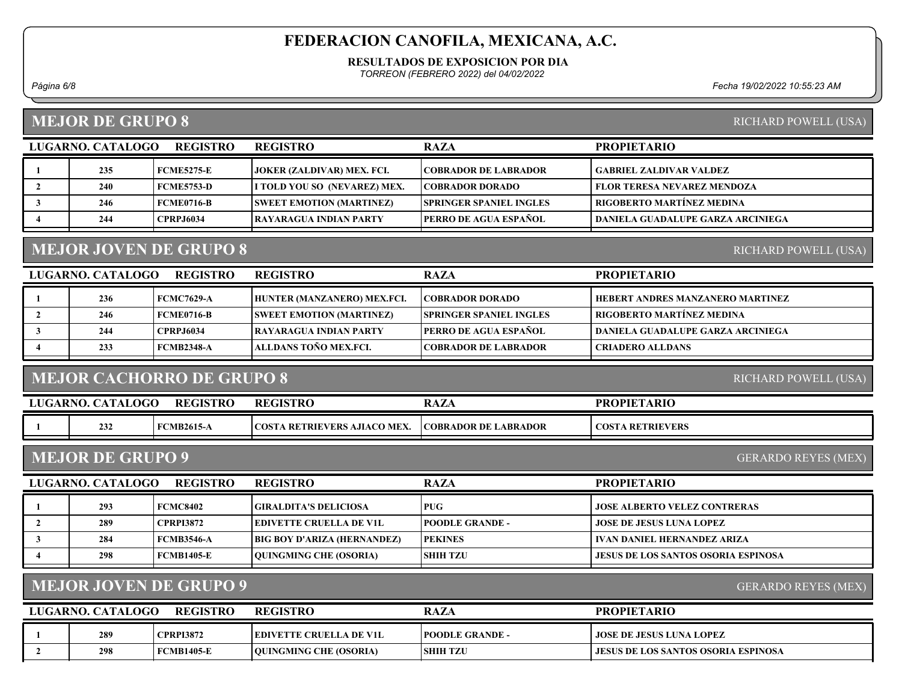# FEDERACION CANOFILA, MEXICANA, A.C.

**RESULTADOS DE EXPOSICION POR DIA**

*TORREON (FEBRERO 2022) del 04/02/2022*

## MEJOR DE GRUPO 8

RICHARD POWELL (USA)

| LUGAR | NO. CATALOGO | REGISTRO | REGISTRO | RAZA | PROPIETARIO |
|---|---|---|---|---|---|
| 1 | 235 | FCME5275-E | JOKER (ZALDIVAR) MEX. FCI. | COBRADOR DE LABRADOR | GABRIEL ZALDIVAR VALDEZ |
| 2 | 240 | FCME5753-D | I TOLD YOU SO (NEVAREZ) MEX. | COBRADOR DORADO | FLOR TERESA NEVAREZ MENDOZA |
| 3 | 246 | FCME0716-B | SWEET EMOTION (MARTINEZ) | SPRINGER SPANIEL INGLES | RIGOBERTO MARTÍNEZ MEDINA |
| 4 | 244 | CPRPJ6034 | RAYARAGUA INDIAN PARTY | PERRO DE AGUA ESPAÑOL | DANIELA GUADALUPE GARZA ARCINIEGA |

## MEJOR JOVEN DE GRUPO 8

RICHARD POWELL (USA)

| LUGAR | NO. CATALOGO | REGISTRO | REGISTRO | RAZA | PROPIETARIO |
|---|---|---|---|---|---|
| 1 | 236 | FCMC7629-A | HUNTER (MANZANERO) MEX.FCI. | COBRADOR DORADO | HEBERT ANDRES MANZANERO MARTINEZ |
| 2 | 246 | FCME0716-B | SWEET EMOTION (MARTINEZ) | SPRINGER SPANIEL INGLES | RIGOBERTO MARTÍNEZ MEDINA |
| 3 | 244 | CPRPJ6034 | RAYARAGUA INDIAN PARTY | PERRO DE AGUA ESPAÑOL | DANIELA GUADALUPE GARZA ARCINIEGA |
| 4 | 233 | FCMB2348-A | ALLDANS TOÑO MEX.FCI. | COBRADOR DE LABRADOR | CRIADERO ALLDANS |

## MEJOR CACHORRO DE GRUPO 8

RICHARD POWELL (USA)

| LUGAR | NO. CATALOGO | REGISTRO | REGISTRO | RAZA | PROPIETARIO |
|---|---|---|---|---|---|
| 1 | 232 | FCMB2615-A | COSTA RETRIEVERS AJIACO MEX. | COBRADOR DE LABRADOR | COSTA RETRIEVERS |

## MEJOR DE GRUPO 9

GERARDO REYES (MEX)

| LUGAR | NO. CATALOGO | REGISTRO | REGISTRO | RAZA | PROPIETARIO |
|---|---|---|---|---|---|
| 1 | 293 | FCMC8402 | GIRALDITA'S DELICIOSA | PUG | JOSE ALBERTO VELEZ CONTRERAS |
| 2 | 289 | CPRPI3872 | EDIVETTE CRUELLA DE V1L | POODLE GRANDE - | JOSE DE JESUS LUNA LOPEZ |
| 3 | 284 | FCMB3546-A | BIG BOY D'ARIZA (HERNANDEZ) | PEKINES | IVAN DANIEL HERNANDEZ ARIZA |
| 4 | 298 | FCMB1405-E | QUINGMING CHE (OSORIA) | SHIH TZU | JESUS DE LOS SANTOS OSORIA ESPINOSA |

## MEJOR JOVEN DE GRUPO 9

GERARDO REYES (MEX)

| LUGAR | NO. CATALOGO | REGISTRO | REGISTRO | RAZA | PROPIETARIO |
|---|---|---|---|---|---|
| 1 | 289 | CPRPI3872 | EDIVETTE CRUELLA DE V1L | POODLE GRANDE - | JOSE DE JESUS LUNA LOPEZ |
| 2 | 298 | FCMB1405-E | QUINGMING CHE (OSORIA) | SHIH TZU | JESUS DE LOS SANTOS OSORIA ESPINOSA |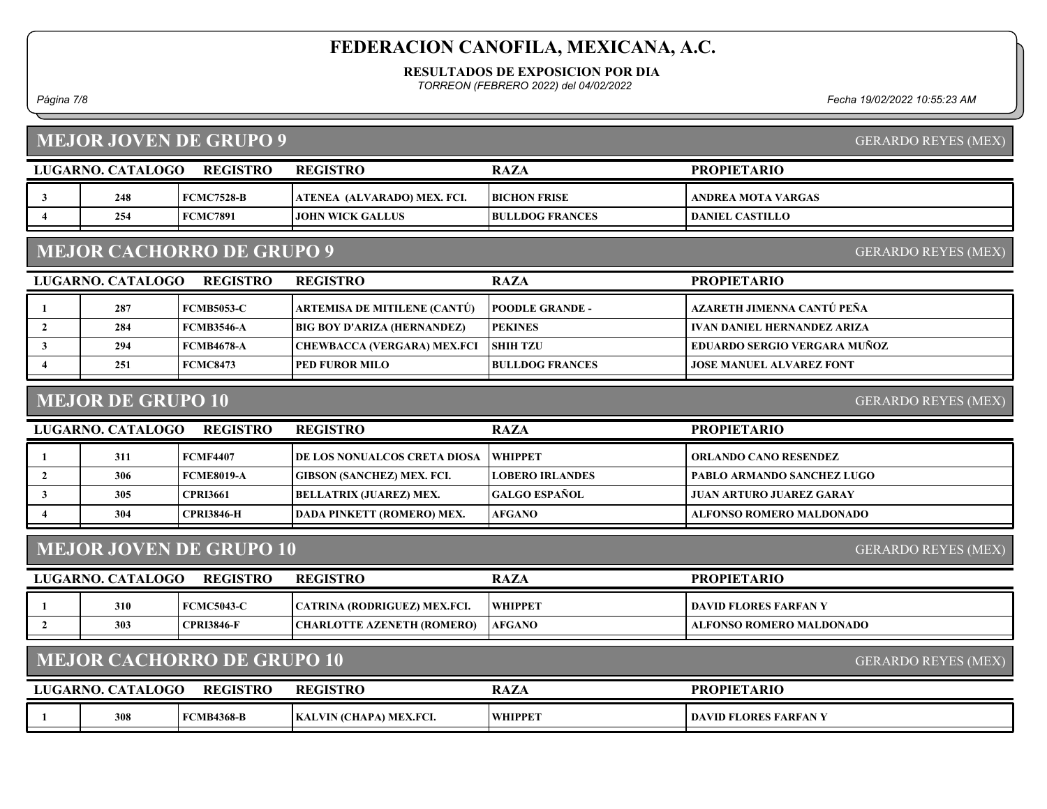# FEDERACION CANOFILA, MEXICANA, A.C.

**RESULTADOS DE EXPOSICION POR DIA**

*TORREON (FEBRERO 2022) del 04/02/2022*

*Fecha 19/02/2022 10:55:23 AM*

## MEJOR JOVEN DE GRUPO 9

GERARDO REYES (MEX)

| LUGAR | NO. CATALOGO | REGISTRO | REGISTRO | RAZA | PROPIETARIO |
|---|---|---|---|---|---|
| 3 | 248 | FCMC7528-B | ATENEA (ALVARADO) MEX. FCI. | BICHON FRISE | ANDREA MOTA VARGAS |
| 4 | 254 | FCMC7891 | JOHN WICK GALLUS | BULLDOG FRANCES | DANIEL CASTILLO |

## MEJOR CACHORRO DE GRUPO 9

GERARDO REYES (MEX)

| LUGAR | NO. CATALOGO | REGISTRO | REGISTRO | RAZA | PROPIETARIO |
|---|---|---|---|---|---|
| 1 | 287 | FCMB5053-C | ARTEMISA DE MITILENE (CANTÚ) | POODLE GRANDE - | AZARETH JIMENNA CANTÚ PEÑA |
| 2 | 284 | FCMB3546-A | BIG BOY D'ARIZA (HERNANDEZ) | PEKINES | IVAN DANIEL HERNANDEZ ARIZA |
| 3 | 294 | FCMB4678-A | CHEWBACCA (VERGARA) MEX.FCI | SHIH TZU | EDUARDO SERGIO VERGARA MUÑOZ |
| 4 | 251 | FCMC8473 | PED FUROR MILO | BULLDOG FRANCES | JOSE MANUEL ALVAREZ FONT |

## MEJOR DE GRUPO 10

GERARDO REYES (MEX)

| LUGAR | NO. CATALOGO | REGISTRO | REGISTRO | RAZA | PROPIETARIO |
|---|---|---|---|---|---|
| 1 | 311 | FCMF4407 | DE LOS NONUALCOS CRETA DIOSA | WHIPPET | ORLANDO CANO RESENDEZ |
| 2 | 306 | FCME8019-A | GIBSON (SANCHEZ) MEX. FCI. | LOBERO IRLANDES | PABLO ARMANDO SANCHEZ LUGO |
| 3 | 305 | CPRI3661 | BELLATRIX (JUAREZ) MEX. | GALGO ESPAÑOL | JUAN ARTURO JUAREZ GARAY |
| 4 | 304 | CPRI3846-H | DADA PINKETT (ROMERO) MEX. | AFGANO | ALFONSO ROMERO MALDONADO |

## MEJOR JOVEN DE GRUPO 10

GERARDO REYES (MEX)

| LUGAR | NO. CATALOGO | REGISTRO | REGISTRO | RAZA | PROPIETARIO |
|---|---|---|---|---|---|
| 1 | 310 | FCMC5043-C | CATRINA (RODRIGUEZ) MEX.FCI. | WHIPPET | DAVID FLORES FARFAN Y |
| 2 | 303 | CPRI3846-F | CHARLOTTE AZENETH (ROMERO) | AFGANO | ALFONSO ROMERO MALDONADO |

## MEJOR CACHORRO DE GRUPO 10

GERARDO REYES (MEX)

| LUGAR | NO. CATALOGO | REGISTRO | REGISTRO | RAZA | PROPIETARIO |
|---|---|---|---|---|---|
| 1 | 308 | FCMB4368-B | KALVIN (CHAPA) MEX.FCI. | WHIPPET | DAVID FLORES FARFAN Y |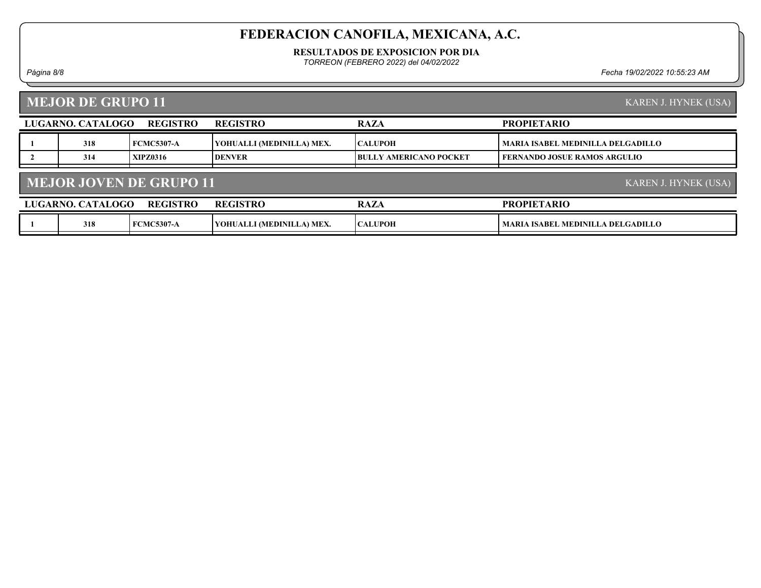# FEDERACION CANOFILA, MEXICANA, A.C.

**RESULTADOS DE EXPOSICION POR DIA**

*TORREON (FEBRERO 2022) del 04/02/2022*

## MEJOR DE GRUPO 11

KAREN J. HYNEK (USA)

| LUGAR | NO. CATALOGO | REGISTRO | REGISTRO | RAZA | PROPIETARIO |
|---|---|---|---|---|---|
| 1 | 318 | FCMC5307-A | YOHUALLI (MEDINILLA) MEX. | CALUPOH | MARIA ISABEL MEDINILLA DELGADILLO |
| 2 | 314 | XIPZ0316 | DENVER | BULLY AMERICANO POCKET | FERNANDO JOSUE RAMOS ARGULIO |

## MEJOR JOVEN DE GRUPO 11

KAREN J. HYNEK (USA)

| LUGAR | NO. CATALOGO | REGISTRO | REGISTRO | RAZA | PROPIETARIO |
|---|---|---|---|---|---|
| 1 | 318 | FCMC5307-A | YOHUALLI (MEDINILLA) MEX. | CALUPOH | MARIA ISABEL MEDINILLA DELGADILLO |